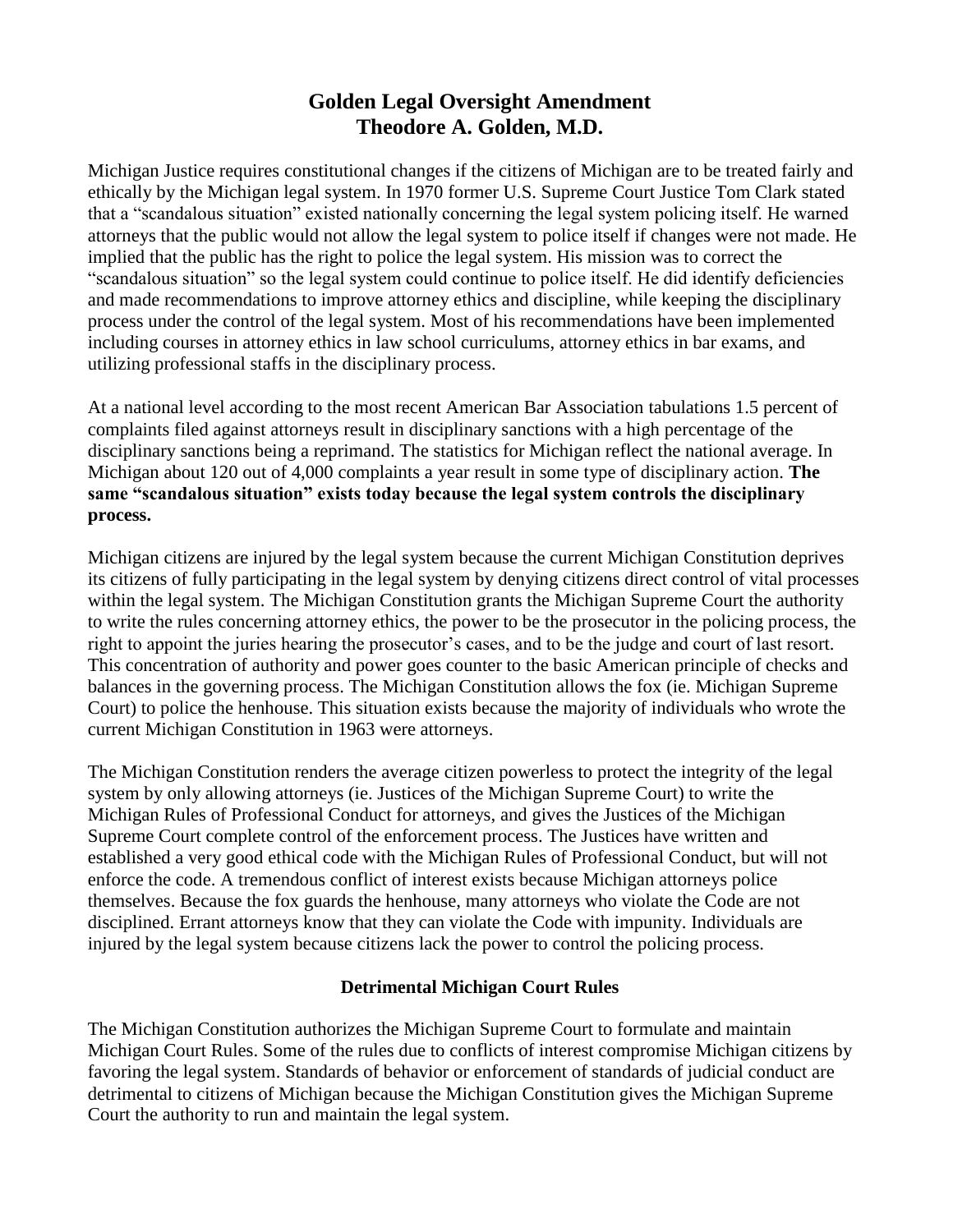# Golden Legal Oversight Amendment
# Theodore A. Golden, M.D.

Michigan Justice requires constitutional changes if the citizens of Michigan are to be treated fairly and ethically by the Michigan legal system. In 1970 former U.S. Supreme Court Justice Tom Clark stated that a "scandalous situation" existed nationally concerning the legal system policing itself. He warned attorneys that the public would not allow the legal system to police itself if changes were not made. He implied that the public has the right to police the legal system. His mission was to correct the "scandalous situation" so the legal system could continue to police itself. He did identify deficiencies and made recommendations to improve attorney ethics and discipline, while keeping the disciplinary process under the control of the legal system. Most of his recommendations have been implemented including courses in attorney ethics in law school curriculums, attorney ethics in bar exams, and utilizing professional staffs in the disciplinary process.

At a national level according to the most recent American Bar Association tabulations 1.5 percent of complaints filed against attorneys result in disciplinary sanctions with a high percentage of the disciplinary sanctions being a reprimand. The statistics for Michigan reflect the national average. In Michigan about 120 out of 4,000 complaints a year result in some type of disciplinary action. **The same "scandalous situation" exists today because the legal system controls the disciplinary process.**

Michigan citizens are injured by the legal system because the current Michigan Constitution deprives its citizens of fully participating in the legal system by denying citizens direct control of vital processes within the legal system. The Michigan Constitution grants the Michigan Supreme Court the authority to write the rules concerning attorney ethics, the power to be the prosecutor in the policing process, the right to appoint the juries hearing the prosecutor's cases, and to be the judge and court of last resort. This concentration of authority and power goes counter to the basic American principle of checks and balances in the governing process. The Michigan Constitution allows the fox (ie. Michigan Supreme Court) to police the henhouse. This situation exists because the majority of individuals who wrote the current Michigan Constitution in 1963 were attorneys.

The Michigan Constitution renders the average citizen powerless to protect the integrity of the legal system by only allowing attorneys (ie. Justices of the Michigan Supreme Court) to write the Michigan Rules of Professional Conduct for attorneys, and gives the Justices of the Michigan Supreme Court complete control of the enforcement process. The Justices have written and established a very good ethical code with the Michigan Rules of Professional Conduct, but will not enforce the code. A tremendous conflict of interest exists because Michigan attorneys police themselves. Because the fox guards the henhouse, many attorneys who violate the Code are not disciplined. Errant attorneys know that they can violate the Code with impunity. Individuals are injured by the legal system because citizens lack the power to control the policing process.

## Detrimental Michigan Court Rules

The Michigan Constitution authorizes the Michigan Supreme Court to formulate and maintain Michigan Court Rules. Some of the rules due to conflicts of interest compromise Michigan citizens by favoring the legal system. Standards of behavior or enforcement of standards of judicial conduct are detrimental to citizens of Michigan because the Michigan Constitution gives the Michigan Supreme Court the authority to run and maintain the legal system.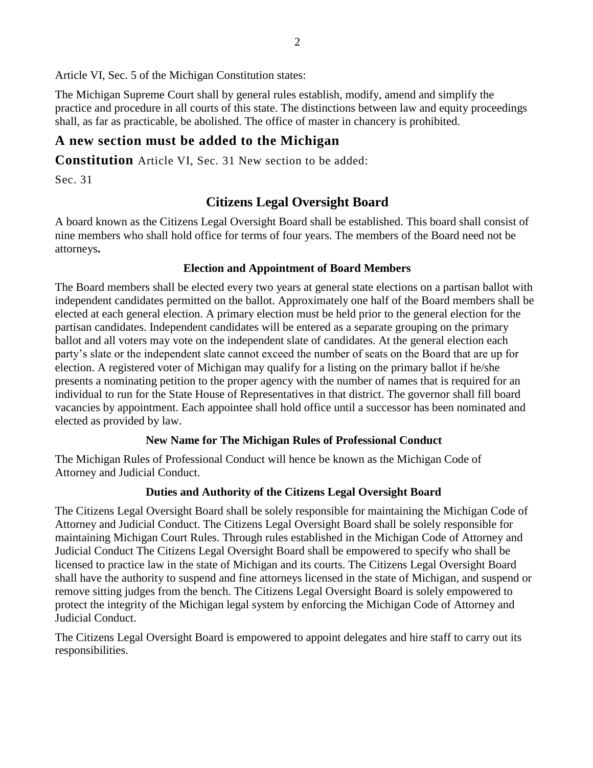Article VI, Sec. 5 of the Michigan Constitution states:

The Michigan Supreme Court shall by general rules establish, modify, amend and simplify the practice and procedure in all courts of this state. The distinctions between law and equity proceedings shall, as far as practicable, be abolished. The office of master in chancery is prohibited.

## A new section must be added to the Michigan Constitution

Article VI, Sec. 31 New section to be added:

Sec. 31

## Citizens Legal Oversight Board

A board known as the Citizens Legal Oversight Board shall be established. This board shall consist of nine members who shall hold office for terms of four years. The members of the Board need not be attorneys**.**

### Election and Appointment of Board Members

The Board members shall be elected every two years at general state elections on a partisan ballot with independent candidates permitted on the ballot. Approximately one half of the Board members shall be elected at each general election. A primary election must be held prior to the general election for the partisan candidates. Independent candidates will be entered as a separate grouping on the primary ballot and all voters may vote on the independent slate of candidates. At the general election each party's slate or the independent slate cannot exceed the number of seats on the Board that are up for election. A registered voter of Michigan may qualify for a listing on the primary ballot if he/she presents a nominating petition to the proper agency with the number of names that is required for an individual to run for the State House of Representatives in that district. The governor shall fill board vacancies by appointment. Each appointee shall hold office until a successor has been nominated and elected as provided by law.

### New Name for The Michigan Rules of Professional Conduct

The Michigan Rules of Professional Conduct will hence be known as the Michigan Code of Attorney and Judicial Conduct.

### Duties and Authority of the Citizens Legal Oversight Board

The Citizens Legal Oversight Board shall be solely responsible for maintaining the Michigan Code of Attorney and Judicial Conduct. The Citizens Legal Oversight Board shall be solely responsible for maintaining Michigan Court Rules. Through rules established in the Michigan Code of Attorney and Judicial Conduct The Citizens Legal Oversight Board shall be empowered to specify who shall be licensed to practice law in the state of Michigan and its courts. The Citizens Legal Oversight Board shall have the authority to suspend and fine attorneys licensed in the state of Michigan, and suspend or remove sitting judges from the bench. The Citizens Legal Oversight Board is solely empowered to protect the integrity of the Michigan legal system by enforcing the Michigan Code of Attorney and Judicial Conduct.

The Citizens Legal Oversight Board is empowered to appoint delegates and hire staff to carry out its responsibilities.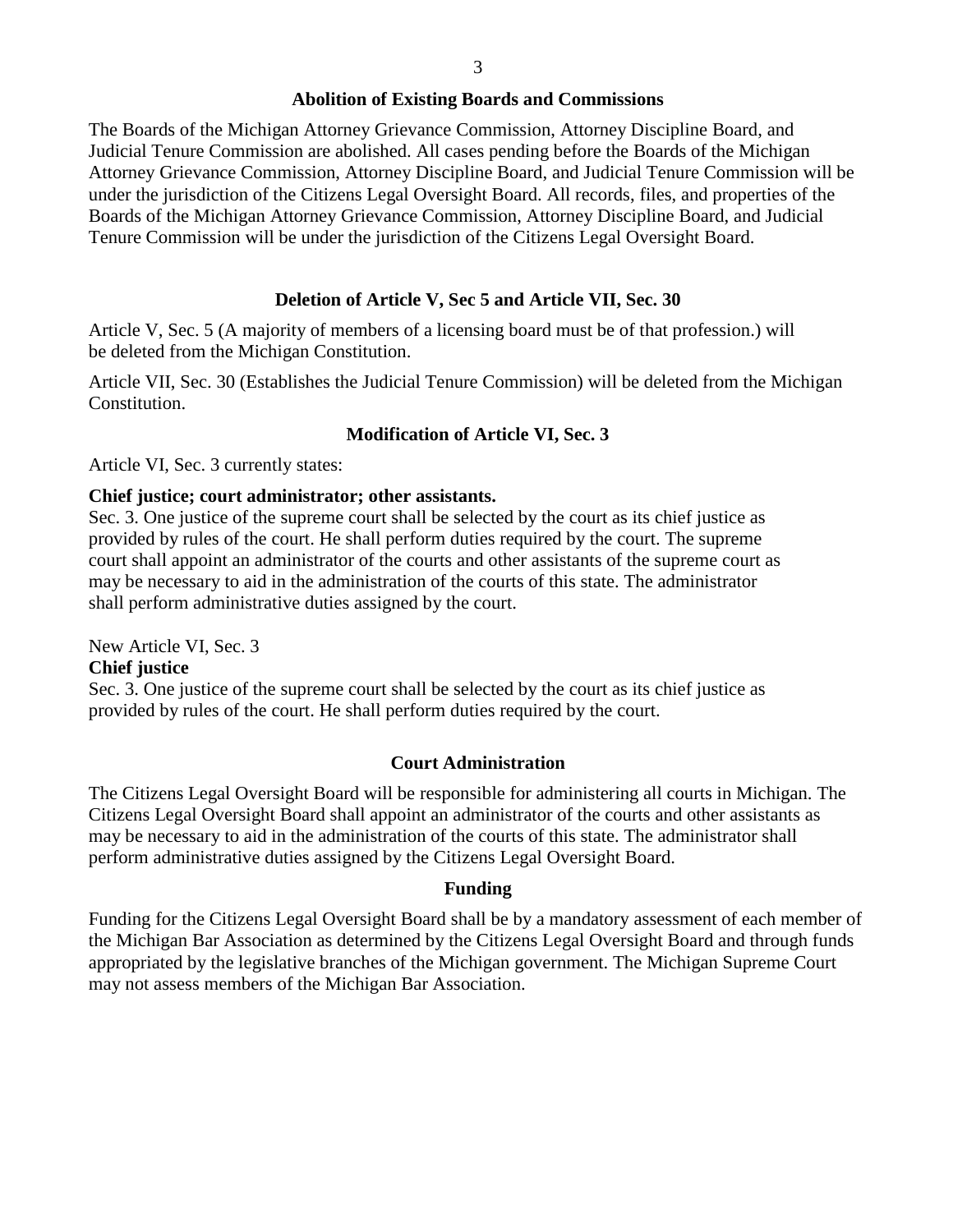### Abolition of Existing Boards and Commissions

The Boards of the Michigan Attorney Grievance Commission, Attorney Discipline Board, and Judicial Tenure Commission are abolished. All cases pending before the Boards of the Michigan Attorney Grievance Commission, Attorney Discipline Board, and Judicial Tenure Commission will be under the jurisdiction of the Citizens Legal Oversight Board. All records, files, and properties of the Boards of the Michigan Attorney Grievance Commission, Attorney Discipline Board, and Judicial Tenure Commission will be under the jurisdiction of the Citizens Legal Oversight Board.

### Deletion of Article V, Sec 5 and Article VII, Sec. 30

Article V, Sec. 5 (A majority of members of a licensing board must be of that profession.) will be deleted from the Michigan Constitution.

Article VII, Sec. 30 (Establishes the Judicial Tenure Commission) will be deleted from the Michigan Constitution.

### Modification of Article VI, Sec. 3

Article VI, Sec. 3 currently states:

**Chief justice; court administrator; other assistants.**
Sec. 3. One justice of the supreme court shall be selected by the court as its chief justice as provided by rules of the court. He shall perform duties required by the court. The supreme court shall appoint an administrator of the courts and other assistants of the supreme court as may be necessary to aid in the administration of the courts of this state. The administrator shall perform administrative duties assigned by the court.

New Article VI, Sec. 3
**Chief justice**
Sec. 3. One justice of the supreme court shall be selected by the court as its chief justice as provided by rules of the court. He shall perform duties required by the court.

### Court Administration

The Citizens Legal Oversight Board will be responsible for administering all courts in Michigan. The Citizens Legal Oversight Board shall appoint an administrator of the courts and other assistants as may be necessary to aid in the administration of the courts of this state. The administrator shall perform administrative duties assigned by the Citizens Legal Oversight Board.

### Funding

Funding for the Citizens Legal Oversight Board shall be by a mandatory assessment of each member of the Michigan Bar Association as determined by the Citizens Legal Oversight Board and through funds appropriated by the legislative branches of the Michigan government. The Michigan Supreme Court may not assess members of the Michigan Bar Association.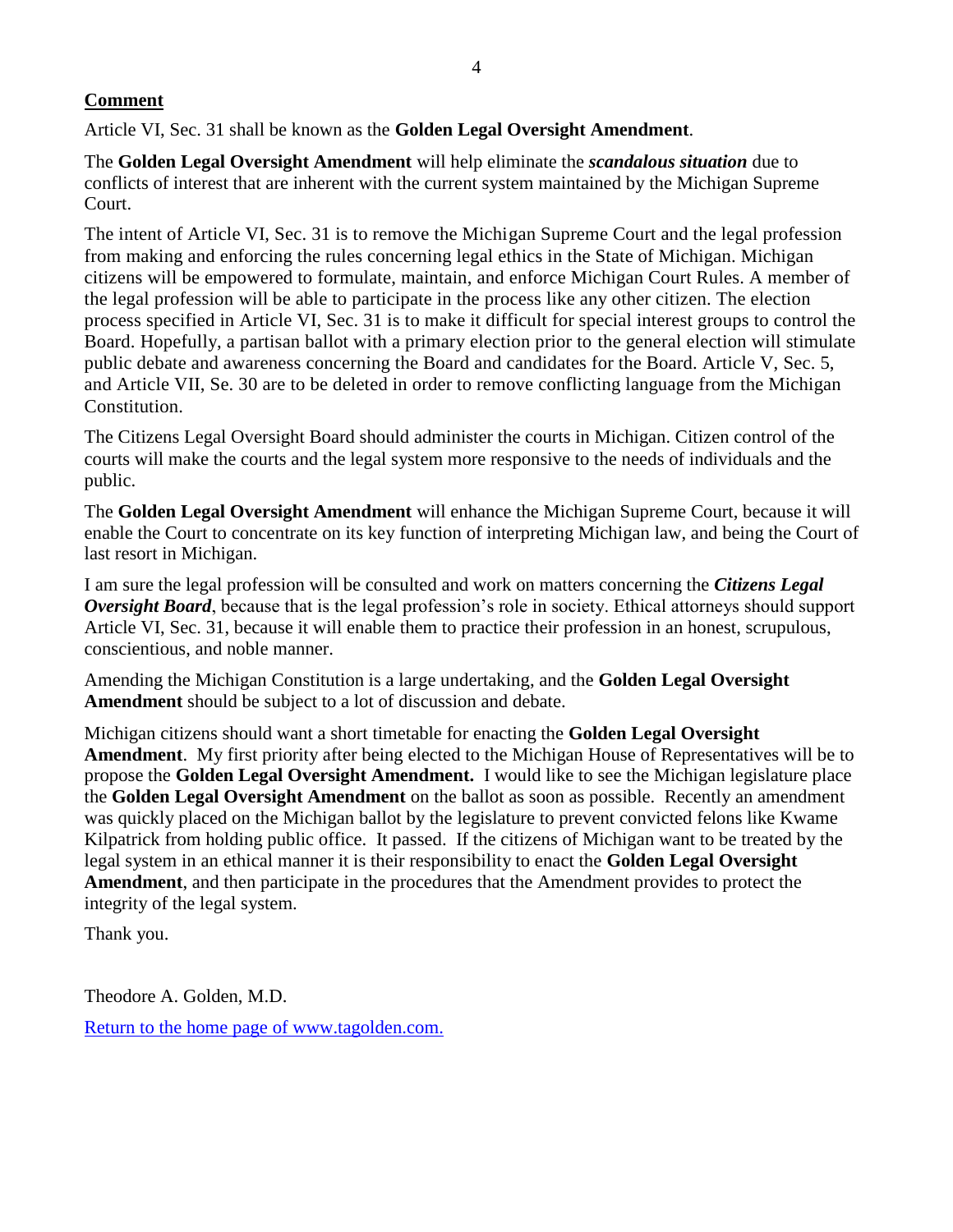**Comment**

Article VI, Sec. 31 shall be known as the **Golden Legal Oversight Amendment**.

The **Golden Legal Oversight Amendment** will help eliminate the ***scandalous situation*** due to conflicts of interest that are inherent with the current system maintained by the Michigan Supreme Court.

The intent of Article VI, Sec. 31 is to remove the Michigan Supreme Court and the legal profession from making and enforcing the rules concerning legal ethics in the State of Michigan. Michigan citizens will be empowered to formulate, maintain, and enforce Michigan Court Rules. A member of the legal profession will be able to participate in the process like any other citizen. The election process specified in Article VI, Sec. 31 is to make it difficult for special interest groups to control the Board. Hopefully, a partisan ballot with a primary election prior to the general election will stimulate public debate and awareness concerning the Board and candidates for the Board. Article V, Sec. 5, and Article VII, Se. 30 are to be deleted in order to remove conflicting language from the Michigan Constitution.

The Citizens Legal Oversight Board should administer the courts in Michigan. Citizen control of the courts will make the courts and the legal system more responsive to the needs of individuals and the public.

The **Golden Legal Oversight Amendment** will enhance the Michigan Supreme Court, because it will enable the Court to concentrate on its key function of interpreting Michigan law, and being the Court of last resort in Michigan.

I am sure the legal profession will be consulted and work on matters concerning the ***Citizens Legal Oversight Board***, because that is the legal profession's role in society. Ethical attorneys should support Article VI, Sec. 31, because it will enable them to practice their profession in an honest, scrupulous, conscientious, and noble manner.

Amending the Michigan Constitution is a large undertaking, and the **Golden Legal Oversight Amendment** should be subject to a lot of discussion and debate.

Michigan citizens should want a short timetable for enacting the **Golden Legal Oversight Amendment**. My first priority after being elected to the Michigan House of Representatives will be to propose the **Golden Legal Oversight Amendment.** I would like to see the Michigan legislature place the **Golden Legal Oversight Amendment** on the ballot as soon as possible. Recently an amendment was quickly placed on the Michigan ballot by the legislature to prevent convicted felons like Kwame Kilpatrick from holding public office. It passed. If the citizens of Michigan want to be treated by the legal system in an ethical manner it is their responsibility to enact the **Golden Legal Oversight Amendment**, and then participate in the procedures that the Amendment provides to protect the integrity of the legal system.

Thank you.

Theodore A. Golden, M.D.

Return to the home page of www.tagolden.com.